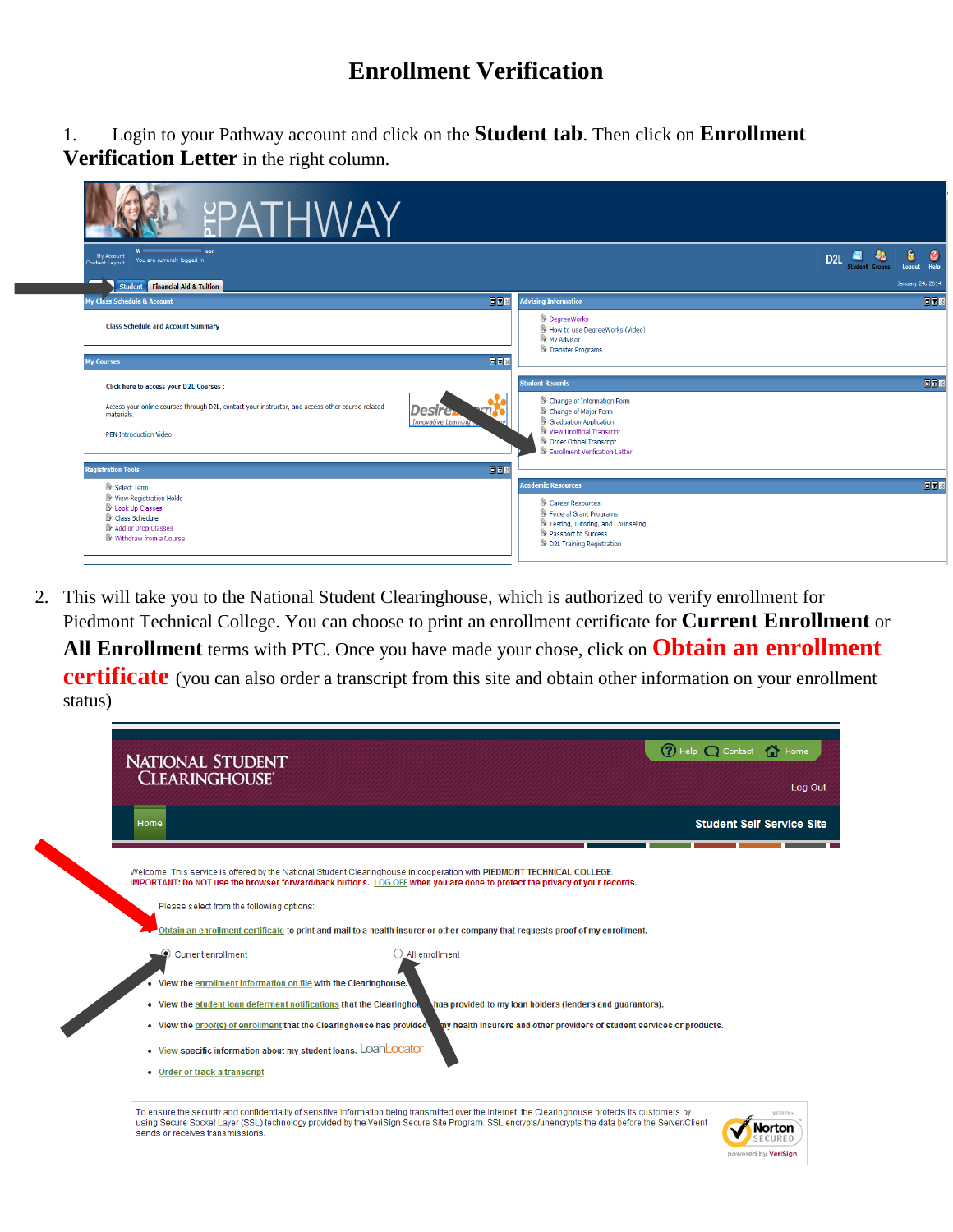# Enrollment Verification

1. Login to your Pathway account and click on the **Student tab**. Then click on **Enrollment Verification Letter** in the right column.

2. This will take you to the National Student Clearinghouse, which is authorized to verify enrollment for Piedmont Technical College. You can choose to print an enrollment certificate for **Current Enrollment** or **All Enrollment** terms with PTC. Once you have made your chose, click on **Obtain an enrollment certificate** (you can also order a transcript from this site and obtain other information on your enrollment status)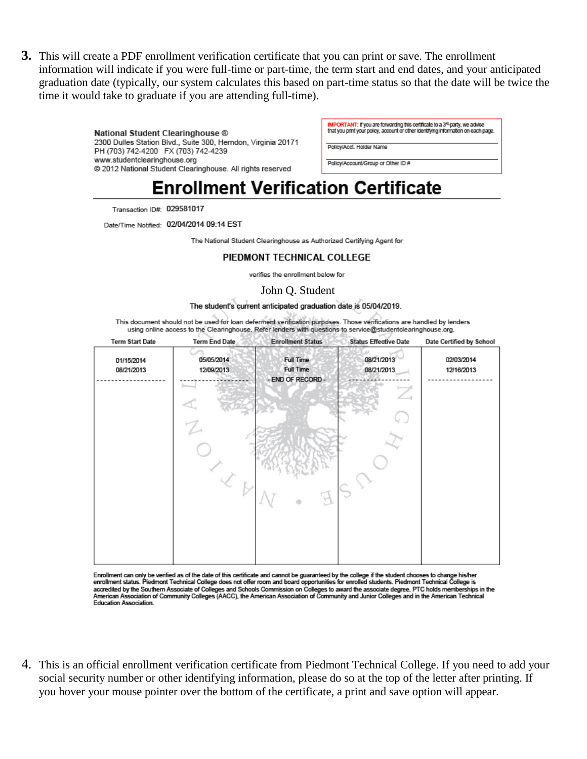3. This will create a PDF enrollment verification certificate that you can print or save. The enrollment information will indicate if you were full-time or part-time, the term start and end dates, and your anticipated graduation date (typically, our system calculates this based on part-time status so that the date will be twice the time it would take to graduate if you are attending full-time).

**National Student Clearinghouse ®**
2300 Dulles Station Blvd., Suite 300, Herndon, Virginia 20171
PH (703) 742-4200 FX (703) 742-4239
www.studentclearinghouse.org
© 2012 National Student Clearinghouse. All rights reserved

IMPORTANT: If you are forwarding this certificate to a 3rd-party, we advise that you print your policy, account or other identifying information on each page.

Policy/Acct. Holder Name

Policy/Account/Group or Other ID #

# Enrollment Verification Certificate

Transaction ID#: 029581017

Date/Time Notified: 02/04/2014 09:14 EST

The National Student Clearinghouse as Authorized Certifying Agent for

**PIEDMONT TECHNICAL COLLEGE**

verifies the enrollment below for

John Q. Student

The student's current anticipated graduation date is 05/04/2019.

This document should not be used for loan deferment verification purposes. Those verifications are handled by lenders using online access to the Clearinghouse. Refer lenders with questions to service@studentclearinghouse.org.

| Term Start Date | Term End Date | Enrollment Status | Status Effective Date | Date Certified by School |
|---|---|---|---|---|
| 01/15/2014 | 05/05/2014 | Full Time | 08/21/2013 | 02/03/2014 |
| 08/21/2013 | 12/09/2013 | Full Time | 08/21/2013 | 12/16/2013 |
| | | - END OF RECORD - | | |

Enrollment can only be verified as of the date of this certificate and cannot be guaranteed by the college if the student chooses to change his/her enrollment status. Piedmont Technical College does not offer room and board opportunities for enrolled students. Piedmont Technical College is accredited by the Southern Associate of Colleges and Schools Commission on Colleges to award the associate degree. PTC holds memberships in the American Association of Community Colleges (AACC), the American Association of Community and Junior Colleges and in the American Technical Education Association.

4. This is an official enrollment verification certificate from Piedmont Technical College. If you need to add your social security number or other identifying information, please do so at the top of the letter after printing. If you hover your mouse pointer over the bottom of the certificate, a print and save option will appear.